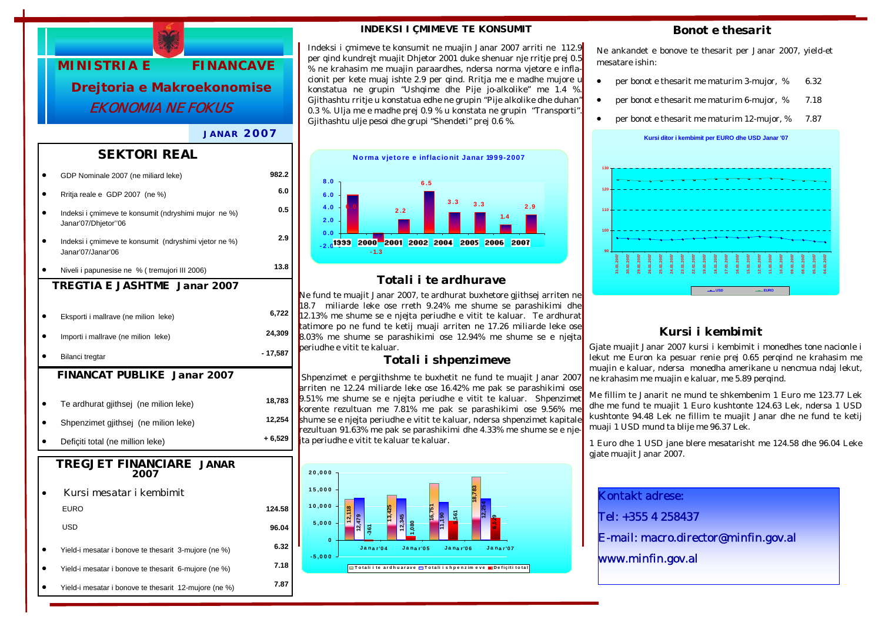# MINISTRIA E FINANCAVE

## Drejtoria e Makroekonomise

*EKONOMIA NE FOKUS*

**JANAR 2007**

## SEKTORI REAL

| | |
|---|---|
| GDP Nominale 2007 (ne miliard leke) | 982.2 |
| Rritja reale e GDP 2007 (ne %) | 6.0 |
| Indeksi i çmimeve te konsumit (ndryshimi mujor ne %) Janar'07/Dhjetor''06 | 0.5 |
| Indeksi i çmimeve te konsumit (ndryshimi vjetor ne %) Janar'07/Janar'06 | 2.9 |
| Niveli i papunesise ne % ( tremujori III 2006) | 13.8 |

## TREGTIA E JASHTME Janar 2007

| | |
|---|---|
| Eksporti i mallrave (ne milion leke) | 6,722 |
| Importi i mallrave (ne milion leke) | 24,309 |
| Bilanci tregtar | - 17,587 |

## FINANCAT PUBLIKE Janar 2007

| | |
|---|---|
| Te ardhurat gjithsej (ne milion leke) | 18,783 |
| Shpenzimet gjithsej (ne milion leke) | 12,254 |
| Deficiti total (ne million leke) | + 6,529 |

## TREGJET FINANCIARE JANAR 2007

| | |
|---|---|
| Kursi mesatar i kembimit | |
| EURO | 124.58 |
| USD | 96.04 |
| Yield-i mesatar i bonove te thesarit 3-mujore (ne %) | 6.32 |
| Yield-i mesatar i bonove te thesarit 6-mujore (ne %) | 7.18 |
| Yield-i mesatar i bonove te thesarit 12-mujore (ne %) | 7.87 |

## INDEKSI I ÇMIMEVE TE KONSUMIT

Indeksi i çmimeve te konsumit ne muajin Janar 2007 arriti ne 112.9 per qind kundrejt muajit Dhjetor 2001 duke shenuar nje rritje prej 0.5 % ne krahasim me muajin paraardhes, ndersa norma vjetore e inflacionit per kete muaj ishte 2.9 per qind. Rritja me e madhe mujore u konstatua ne grupin "Ushqime dhe Pije jo-alkolike" me 1.4 %. Gjithashtu rritje u konstatua edhe ne grupin "Pije alkolike dhe duhan" 0.3 %. Ulja me e madhe prej 0.9 % u konstata ne grupin "Transporti". Gjithashtu ulje pesoi dhe grupi "Shendeti" prej 0.6 %.

**Norma vjetore e inflacionit Janar 1999-2007**

| 1999 | 2000 | 2001 | 2002 | 2004 | 2005 | 2006 | 2007 |
|---|---|---|---|---|---|---|---|
| 6.0 | -1.3 | 2.2 | 6.5 | 3.3 | 3.3 | 1.4 | 2.9 |

## Totali i te ardhurave

Ne fund te muajit Janar 2007, te ardhurat buxhetore gjithsej arriten ne 18.7 miliarde leke ose rreth 9.24% me shume se parashikimi dhe 12.13% me shume se e njejta periudhe e vitit te kaluar. Te ardhurat tatimore po ne fund te ketij muaji arriten ne 17.26 miliarde leke ose 8.03% me shume se parashikimi ose 12.94% me shume se e njejta periudhe e vitit te kaluar.

## Totali i shpenzimeve

Shpenzimet e pergjithshme te buxhetit ne fund te muajit Janar 2007 arriten ne 12.24 miliarde leke ose 16.42% me pak se parashikimi dhe 9.51% me shume se e njejta periudhe e vitit te kaluar. Shpenzimet korente rezultuan me 7.81% me pak se parashikimi ose 9.56% me shume se e njejta periudhe e vitit te kaluar, ndersa shpenzimet kapitale rezultuan 91.63% me pak se parashikimi dhe 4.33% me shume se e njejta periudhe e vitit te kaluar.

| | Janar'04 | Janar'05 | Janar'06 | Janar'07 |
|---|---|---|---|---|
| Totali i te ardhuarave | 12,118 | 13,425 | 16,751 | 18,783 |
| Totali i shpenzimeve | 12,479 | 12,345 | 11,190 | 12,254 |
| Deficiti total | -361 | 1,080 | 5,561 | 6,529 |

## Bonot e thesarit

Ne ankandet e bonove te thesarit per Janar 2007, yield-et mesatare ishin:

- per bonot e thesarit me maturim 3-mujor, % 6.32
- per bonot e thesarit me maturim 6-mujor, % 7.18
- per bonot e thesarit me maturim 12-mujor, % 7.87

**Kursi ditor i kembimit per EURO dhe USD Janar '07**

## Kursi i kembimit

Gjate muajit Janar 2007 kursi i kembimit i monedhes tone nacionle i lekut me Euron ka pesuar renie prej 0.65 perqind ne krahasim me muajin e kaluar, ndersa monedha amerikane u nencmua ndaj lekut, ne krahasim me muajin e kaluar, me 5.89 perqind.

Me fillim te Janarit ne mund te shkembenim 1 Euro me 123.77 Lek dhe me fund te muajit 1 Euro kushtonte 124.63 Lek, ndersa 1 USD kushtonte 94.48 Lek ne fillim te muajit Janar dhe ne fund te ketij muaji 1 USD mund ta blije me 96.37 Lek.

1 Euro dhe 1 USD jane blere mesatarisht me 124.58 dhe 96.04 Leke gjate muajit Janar 2007.

Kontakt adrese:

Tel: +355 4 258437

E-mail: macro.director@minfin.gov.al

www.minfin.gov.al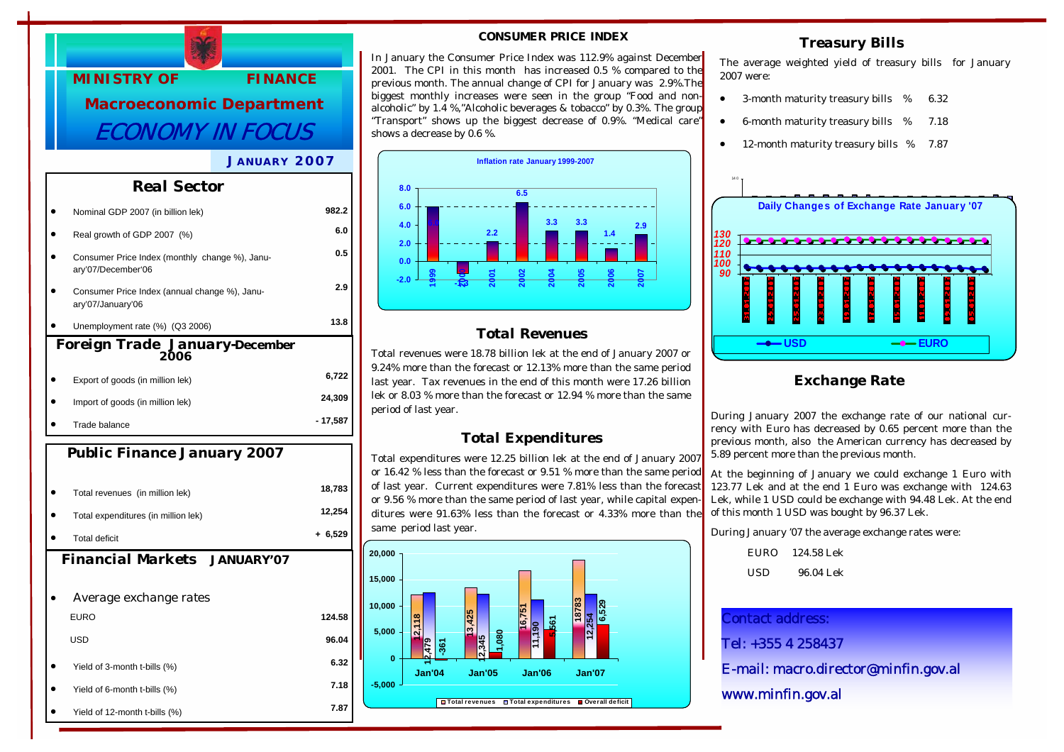# MINISTRY OF FINANCE

## Macroeconomic Department

## *ECONOMY IN FOCUS*

**JANUARY 2007**

## Real Sector

| | |
|---|---|
| Nominal GDP 2007 (in billion lek) | 982.2 |
| Real growth of GDP 2007 (%) | 6.0 |
| Consumer Price Index (monthly change %), January'07/December'06 | 0.5 |
| Consumer Price Index (annual change %), January'07/January'06 | 2.9 |
| Unemployment rate (%) (Q3 2006) | 13.8 |

## Foreign Trade January-December 2006

| | |
|---|---|
| Export of goods (in million lek) | 6,722 |
| Import of goods (in million lek) | 24,309 |
| Trade balance | - 17,587 |

## Public Finance January 2007

| | |
|---|---|
| Total revenues (in million lek) | 18,783 |
| Total expenditures (in million lek) | 12,254 |
| Total deficit | + 6,529 |

## Financial Markets JANUARY'07

| | |
|---|---|
| Average exchange rates | |
| EURO | 124.58 |
| USD | 96.04 |
| Yield of 3-month t-bills (%) | 6.32 |
| Yield of 6-month t-bills (%) | 7.18 |
| Yield of 12-month t-bills (%) | 7.87 |

## CONSUMER PRICE INDEX

In January the Consumer Price Index was 112.9% against December 2001. The CPI in this month has increased 0.5 % compared to the previous month. The annual change of CPI for January was 2.9%.The biggest monthly increases were seen in the group "Food and non-alcoholic" by 1.4 %,"Alcoholic beverages & tobacco" by 0.3%. The group "Transport" shows up the biggest decrease of 0.9%. "Medical care" shows a decrease by 0.6 %.

Inflation rate January 1999-2007

1999: 6.0
2000: -1.3
2001: 2.2
2002: 6.5
2004: 3.3
2005: 3.3
2006: 1.4
2007: 2.9

## Total Revenues

Total revenues were 18.78 billion lek at the end of January 2007 or 9.24% more than the forecast or 12.13% more than the same period last year. Tax revenues in the end of this month were 17.26 billion lek or 8.03 % more than the forecast or 12.94 % more than the same period of last year.

## Total Expenditures

Total expenditures were 12.25 billion lek at the end of January 2007 or 16.42 % less than the forecast or 9.51 % more than the same period of last year. Current expenditures were 7.81% less than the forecast or 9.56 % more than the same period of last year, while capital expenditures were 91.63% less than the forecast or 4.33% more than the same period last year.

Jan'04: 12,118; 12,479; -361
Jan'05: 13,425; 12,345; 1,080
Jan'06: 16,751; 11,190; 5,561
Jan'07: 18783; 12,254; 6,529

Total revenues | Total expenditures | Overall deficit

## Treasury Bills

The average weighted yield of treasury bills for January 2007 were:

- 3-month maturity treasury bills % 6.32
- 6-month maturity treasury bills % 7.18
- 12-month maturity treasury bills % 7.87

Daily Changes of Exchange Rate January '07

USD — EURO

## Exchange Rate

During January 2007 the exchange rate of our national currency with Euro has decreased by 0.65 percent more than the previous month, also the American currency has decreased by 5.89 percent more than the previous month.

At the beginning of January we could exchange 1 Euro with 123.77 Lek and at the end 1 Euro was exchange with 124.63 Lek, while 1 USD could be exchange with 94.48 Lek. At the end of this month 1 USD was bought by 96.37 Lek.

During January '07 the average exchange rates were:

| | |
|---|---|
| EURO | 124.58 Lek |
| USD | 96.04 Lek |

Contact address:

Tel: +355 4 258437

E-mail: macro.director@minfin.gov.al

www.minfin.gov.al